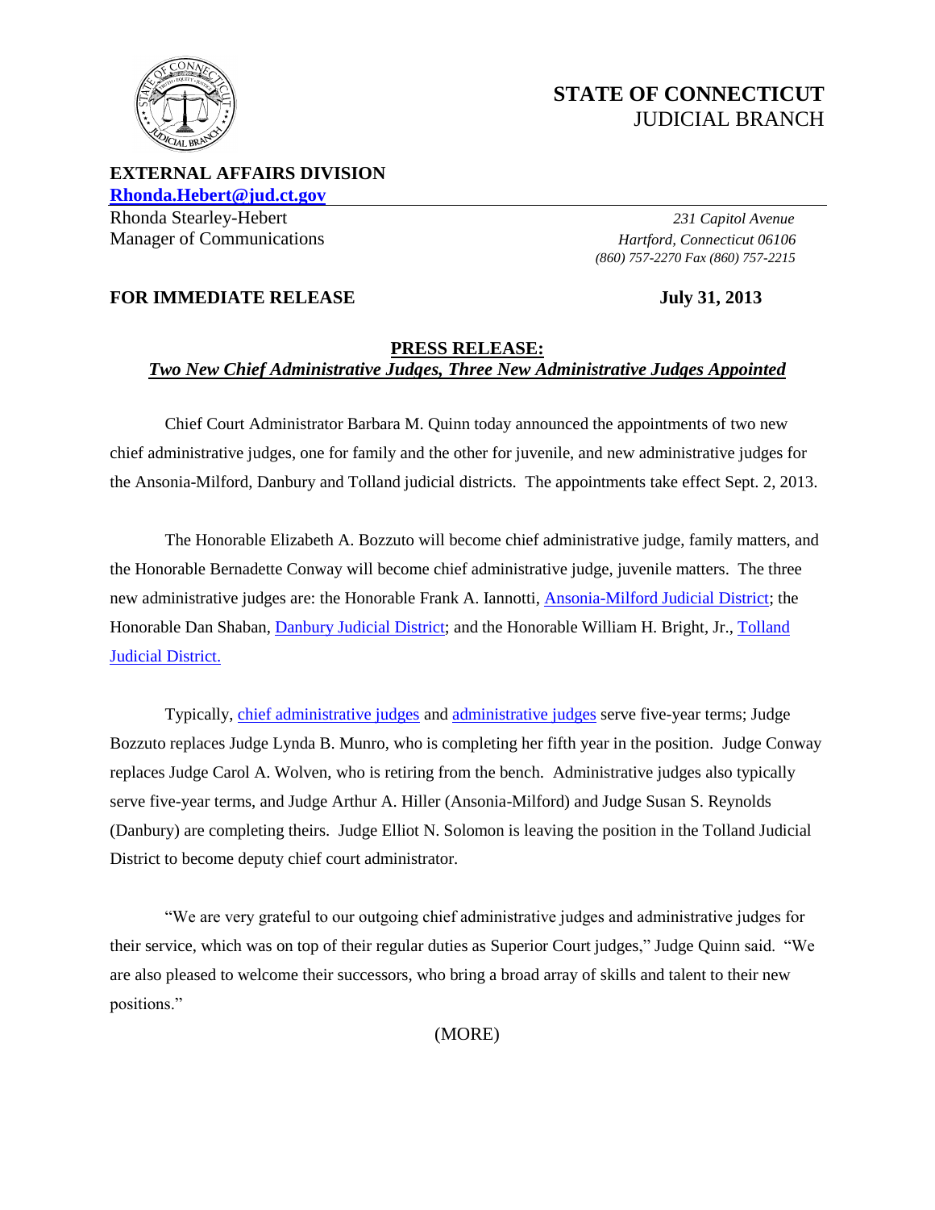# STATE OF CONNECTICUT
JUDICIAL BRANCH

**EXTERNAL AFFAIRS DIVISION**
**Rhonda.Hebert@jud.ct.gov**

Rhonda Stearley-Hebert
Manager of Communications

*231 Capitol Avenue*
*Hartford, Connecticut 06106*
*(860) 757-2270 Fax (860) 757-2215*

**FOR IMMEDIATE RELEASE** **July 31, 2013**

## PRESS RELEASE:
## *Two New Chief Administrative Judges, Three New Administrative Judges Appointed*

Chief Court Administrator Barbara M. Quinn today announced the appointments of two new chief administrative judges, one for family and the other for juvenile, and new administrative judges for the Ansonia-Milford, Danbury and Tolland judicial districts. The appointments take effect Sept. 2, 2013.

The Honorable Elizabeth A. Bozzuto will become chief administrative judge, family matters, and the Honorable Bernadette Conway will become chief administrative judge, juvenile matters. The three new administrative judges are: the Honorable Frank A. Iannotti, Ansonia-Milford Judicial District; the Honorable Dan Shaban, Danbury Judicial District; and the Honorable William H. Bright, Jr., Tolland Judicial District.

Typically, chief administrative judges and administrative judges serve five-year terms; Judge Bozzuto replaces Judge Lynda B. Munro, who is completing her fifth year in the position. Judge Conway replaces Judge Carol A. Wolven, who is retiring from the bench. Administrative judges also typically serve five-year terms, and Judge Arthur A. Hiller (Ansonia-Milford) and Judge Susan S. Reynolds (Danbury) are completing theirs. Judge Elliot N. Solomon is leaving the position in the Tolland Judicial District to become deputy chief court administrator.

"We are very grateful to our outgoing chief administrative judges and administrative judges for their service, which was on top of their regular duties as Superior Court judges," Judge Quinn said. "We are also pleased to welcome their successors, who bring a broad array of skills and talent to their new positions."

(MORE)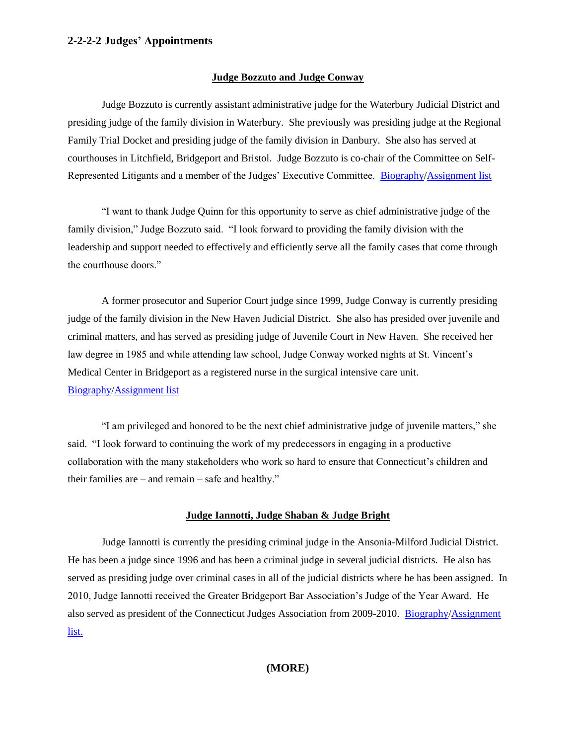## 2-2-2-2 Judges' Appointments

**Judge Bozzuto and Judge Conway**

Judge Bozzuto is currently assistant administrative judge for the Waterbury Judicial District and presiding judge of the family division in Waterbury. She previously was presiding judge at the Regional Family Trial Docket and presiding judge of the family division in Danbury. She also has served at courthouses in Litchfield, Bridgeport and Bristol. Judge Bozzuto is co-chair of the Committee on Self-Represented Litigants and a member of the Judges' Executive Committee. Biography/Assignment list

"I want to thank Judge Quinn for this opportunity to serve as chief administrative judge of the family division," Judge Bozzuto said. "I look forward to providing the family division with the leadership and support needed to effectively and efficiently serve all the family cases that come through the courthouse doors."

A former prosecutor and Superior Court judge since 1999, Judge Conway is currently presiding judge of the family division in the New Haven Judicial District. She also has presided over juvenile and criminal matters, and has served as presiding judge of Juvenile Court in New Haven. She received her law degree in 1985 and while attending law school, Judge Conway worked nights at St. Vincent's Medical Center in Bridgeport as a registered nurse in the surgical intensive care unit. Biography/Assignment list

"I am privileged and honored to be the next chief administrative judge of juvenile matters," she said. "I look forward to continuing the work of my predecessors in engaging in a productive collaboration with the many stakeholders who work so hard to ensure that Connecticut's children and their families are – and remain – safe and healthy."

**Judge Iannotti, Judge Shaban & Judge Bright**

Judge Iannotti is currently the presiding criminal judge in the Ansonia-Milford Judicial District. He has been a judge since 1996 and has been a criminal judge in several judicial districts. He also has served as presiding judge over criminal cases in all of the judicial districts where he has been assigned. In 2010, Judge Iannotti received the Greater Bridgeport Bar Association's Judge of the Year Award. He also served as president of the Connecticut Judges Association from 2009-2010. Biography/Assignment list.

**(MORE)**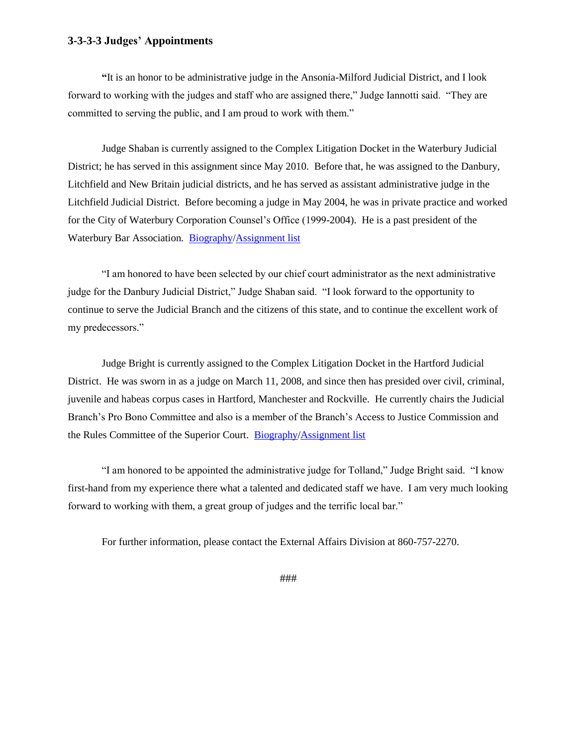### 3-3-3-3 Judges' Appointments

**"**It is an honor to be administrative judge in the Ansonia-Milford Judicial District, and I look forward to working with the judges and staff who are assigned there," Judge Iannotti said. "They are committed to serving the public, and I am proud to work with them."

Judge Shaban is currently assigned to the Complex Litigation Docket in the Waterbury Judicial District; he has served in this assignment since May 2010. Before that, he was assigned to the Danbury, Litchfield and New Britain judicial districts, and he has served as assistant administrative judge in the Litchfield Judicial District. Before becoming a judge in May 2004, he was in private practice and worked for the City of Waterbury Corporation Counsel's Office (1999-2004). He is a past president of the Waterbury Bar Association. Biography/Assignment list

"I am honored to have been selected by our chief court administrator as the next administrative judge for the Danbury Judicial District," Judge Shaban said. "I look forward to the opportunity to continue to serve the Judicial Branch and the citizens of this state, and to continue the excellent work of my predecessors."

Judge Bright is currently assigned to the Complex Litigation Docket in the Hartford Judicial District. He was sworn in as a judge on March 11, 2008, and since then has presided over civil, criminal, juvenile and habeas corpus cases in Hartford, Manchester and Rockville. He currently chairs the Judicial Branch's Pro Bono Committee and also is a member of the Branch's Access to Justice Commission and the Rules Committee of the Superior Court. Biography/Assignment list

"I am honored to be appointed the administrative judge for Tolland," Judge Bright said. "I know first-hand from my experience there what a talented and dedicated staff we have. I am very much looking forward to working with them, a great group of judges and the terrific local bar."

For further information, please contact the External Affairs Division at 860-757-2270.

###